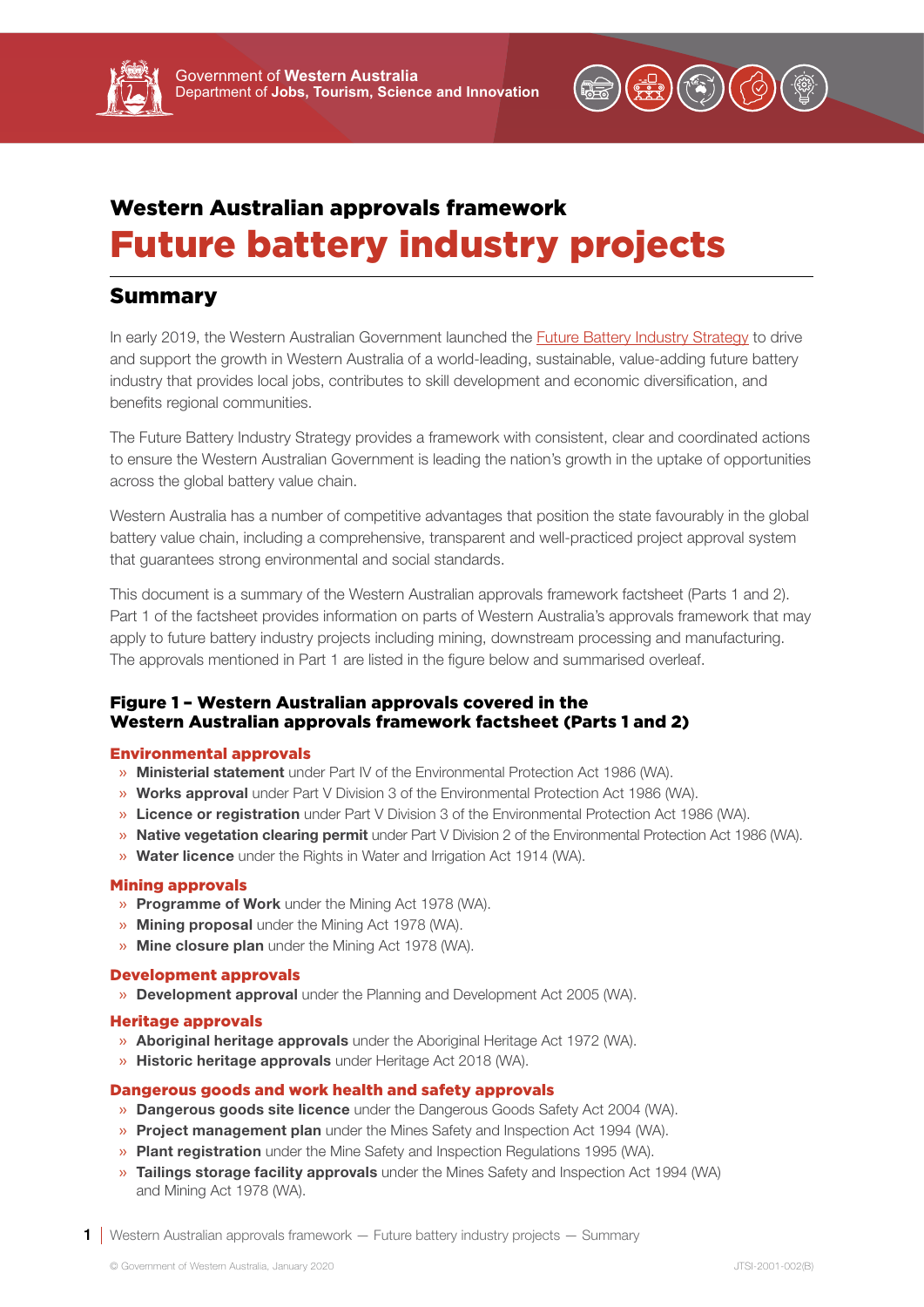Government of **Western Australia**
Department of **Jobs, Tourism, Science and Innovation**

## Western Australian approvals framework

# Future battery industry projects

## Summary

In early 2019, the Western Australian Government launched the Future Battery Industry Strategy to drive and support the growth in Western Australia of a world-leading, sustainable, value-adding future battery industry that provides local jobs, contributes to skill development and economic diversification, and benefits regional communities.

The Future Battery Industry Strategy provides a framework with consistent, clear and coordinated actions to ensure the Western Australian Government is leading the nation's growth in the uptake of opportunities across the global battery value chain.

Western Australia has a number of competitive advantages that position the state favourably in the global battery value chain, including a comprehensive, transparent and well-practiced project approval system that guarantees strong environmental and social standards.

This document is a summary of the Western Australian approvals framework factsheet (Parts 1 and 2). Part 1 of the factsheet provides information on parts of Western Australia's approvals framework that may apply to future battery industry projects including mining, downstream processing and manufacturing. The approvals mentioned in Part 1 are listed in the figure below and summarised overleaf.

### Figure 1 – Western Australian approvals covered in the Western Australian approvals framework factsheet (Parts 1 and 2)

#### Environmental approvals

- **Ministerial statement** under Part IV of the Environmental Protection Act 1986 (WA).
- **Works approval** under Part V Division 3 of the Environmental Protection Act 1986 (WA).
- **Licence or registration** under Part V Division 3 of the Environmental Protection Act 1986 (WA).
- **Native vegetation clearing permit** under Part V Division 2 of the Environmental Protection Act 1986 (WA).
- **Water licence** under the Rights in Water and Irrigation Act 1914 (WA).

#### Mining approvals

- **Programme of Work** under the Mining Act 1978 (WA).
- **Mining proposal** under the Mining Act 1978 (WA).
- **Mine closure plan** under the Mining Act 1978 (WA).

#### Development approvals

- **Development approval** under the Planning and Development Act 2005 (WA).

#### Heritage approvals

- **Aboriginal heritage approvals** under the Aboriginal Heritage Act 1972 (WA).
- **Historic heritage approvals** under Heritage Act 2018 (WA).

#### Dangerous goods and work health and safety approvals

- **Dangerous goods site licence** under the Dangerous Goods Safety Act 2004 (WA).
- **Project management plan** under the Mines Safety and Inspection Act 1994 (WA).
- **Plant registration** under the Mine Safety and Inspection Regulations 1995 (WA).
- **Tailings storage facility approvals** under the Mines Safety and Inspection Act 1994 (WA) and Mining Act 1978 (WA).

© Government of Western Australia, January 2020

JTSI-2001-002(B)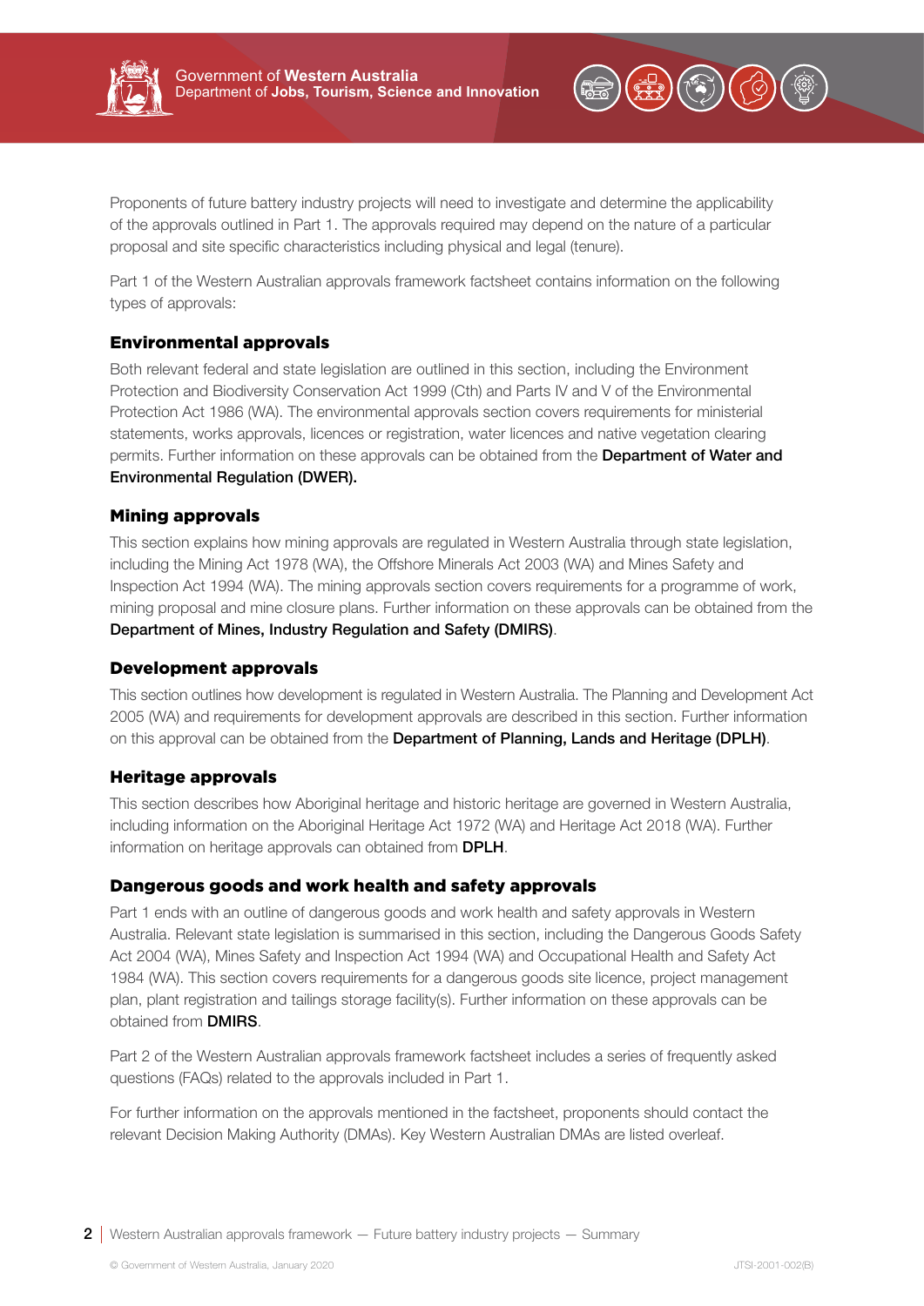Proponents of future battery industry projects will need to investigate and determine the applicability of the approvals outlined in Part 1. The approvals required may depend on the nature of a particular proposal and site specific characteristics including physical and legal (tenure).

Part 1 of the Western Australian approvals framework factsheet contains information on the following types of approvals:

### Environmental approvals

Both relevant federal and state legislation are outlined in this section, including the Environment Protection and Biodiversity Conservation Act 1999 (Cth) and Parts IV and V of the Environmental Protection Act 1986 (WA). The environmental approvals section covers requirements for ministerial statements, works approvals, licences or registration, water licences and native vegetation clearing permits. Further information on these approvals can be obtained from the **Department of Water and Environmental Regulation (DWER).**

### Mining approvals

This section explains how mining approvals are regulated in Western Australia through state legislation, including the Mining Act 1978 (WA), the Offshore Minerals Act 2003 (WA) and Mines Safety and Inspection Act 1994 (WA). The mining approvals section covers requirements for a programme of work, mining proposal and mine closure plans. Further information on these approvals can be obtained from the **Department of Mines, Industry Regulation and Safety (DMIRS)**.

### Development approvals

This section outlines how development is regulated in Western Australia. The Planning and Development Act 2005 (WA) and requirements for development approvals are described in this section. Further information on this approval can be obtained from the **Department of Planning, Lands and Heritage (DPLH)**.

### Heritage approvals

This section describes how Aboriginal heritage and historic heritage are governed in Western Australia, including information on the Aboriginal Heritage Act 1972 (WA) and Heritage Act 2018 (WA). Further information on heritage approvals can obtained from **DPLH**.

### Dangerous goods and work health and safety approvals

Part 1 ends with an outline of dangerous goods and work health and safety approvals in Western Australia. Relevant state legislation is summarised in this section, including the Dangerous Goods Safety Act 2004 (WA), Mines Safety and Inspection Act 1994 (WA) and Occupational Health and Safety Act 1984 (WA). This section covers requirements for a dangerous goods site licence, project management plan, plant registration and tailings storage facility(s). Further information on these approvals can be obtained from **DMIRS**.

Part 2 of the Western Australian approvals framework factsheet includes a series of frequently asked questions (FAQs) related to the approvals included in Part 1.

For further information on the approvals mentioned in the factsheet, proponents should contact the relevant Decision Making Authority (DMAs). Key Western Australian DMAs are listed overleaf.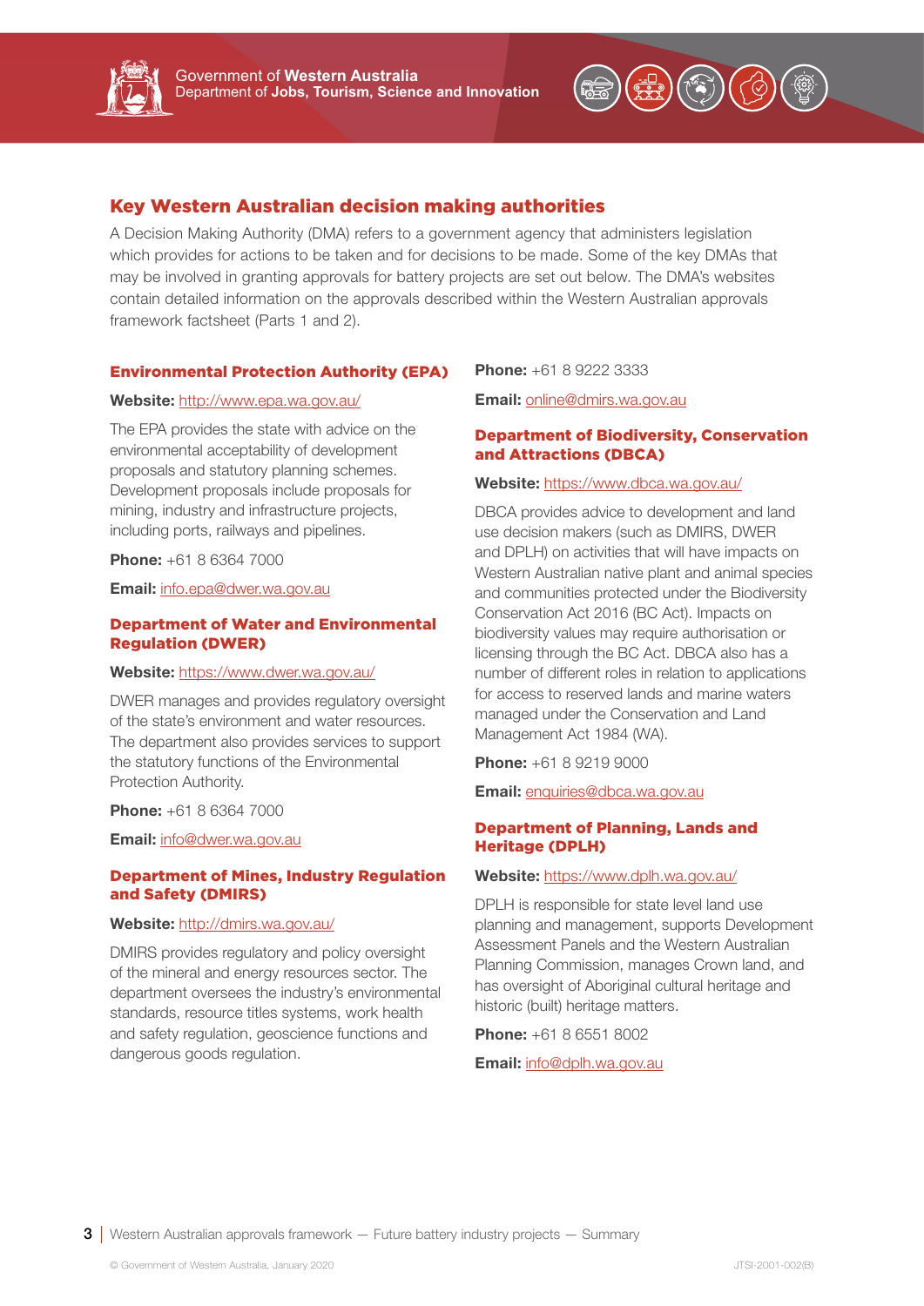## Key Western Australian decision making authorities

A Decision Making Authority (DMA) refers to a government agency that administers legislation which provides for actions to be taken and for decisions to be made. Some of the key DMAs that may be involved in granting approvals for battery projects are set out below. The DMA's websites contain detailed information on the approvals described within the Western Australian approvals framework factsheet (Parts 1 and 2).

### Environmental Protection Authority (EPA)

**Website:** http://www.epa.wa.gov.au/

The EPA provides the state with advice on the environmental acceptability of development proposals and statutory planning schemes. Development proposals include proposals for mining, industry and infrastructure projects, including ports, railways and pipelines.

**Phone:** +61 8 6364 7000

**Email:** info.epa@dwer.wa.gov.au

### Department of Water and Environmental Regulation (DWER)

**Website:** https://www.dwer.wa.gov.au/

DWER manages and provides regulatory oversight of the state's environment and water resources. The department also provides services to support the statutory functions of the Environmental Protection Authority.

**Phone:** +61 8 6364 7000

**Email:** info@dwer.wa.gov.au

### Department of Mines, Industry Regulation and Safety (DMIRS)

**Website:** http://dmirs.wa.gov.au/

DMIRS provides regulatory and policy oversight of the mineral and energy resources sector. The department oversees the industry's environmental standards, resource titles systems, work health and safety regulation, geoscience functions and dangerous goods regulation.

**Phone:** +61 8 9222 3333

**Email:** online@dmirs.wa.gov.au

### Department of Biodiversity, Conservation and Attractions (DBCA)

**Website:** https://www.dbca.wa.gov.au/

DBCA provides advice to development and land use decision makers (such as DMIRS, DWER and DPLH) on activities that will have impacts on Western Australian native plant and animal species and communities protected under the Biodiversity Conservation Act 2016 (BC Act). Impacts on biodiversity values may require authorisation or licensing through the BC Act. DBCA also has a number of different roles in relation to applications for access to reserved lands and marine waters managed under the Conservation and Land Management Act 1984 (WA).

**Phone:** +61 8 9219 9000

**Email:** enquiries@dbca.wa.gov.au

### Department of Planning, Lands and Heritage (DPLH)

**Website:** https://www.dplh.wa.gov.au/

DPLH is responsible for state level land use planning and management, supports Development Assessment Panels and the Western Australian Planning Commission, manages Crown land, and has oversight of Aboriginal cultural heritage and historic (built) heritage matters.

**Phone:** +61 8 6551 8002

**Email:** info@dplh.wa.gov.au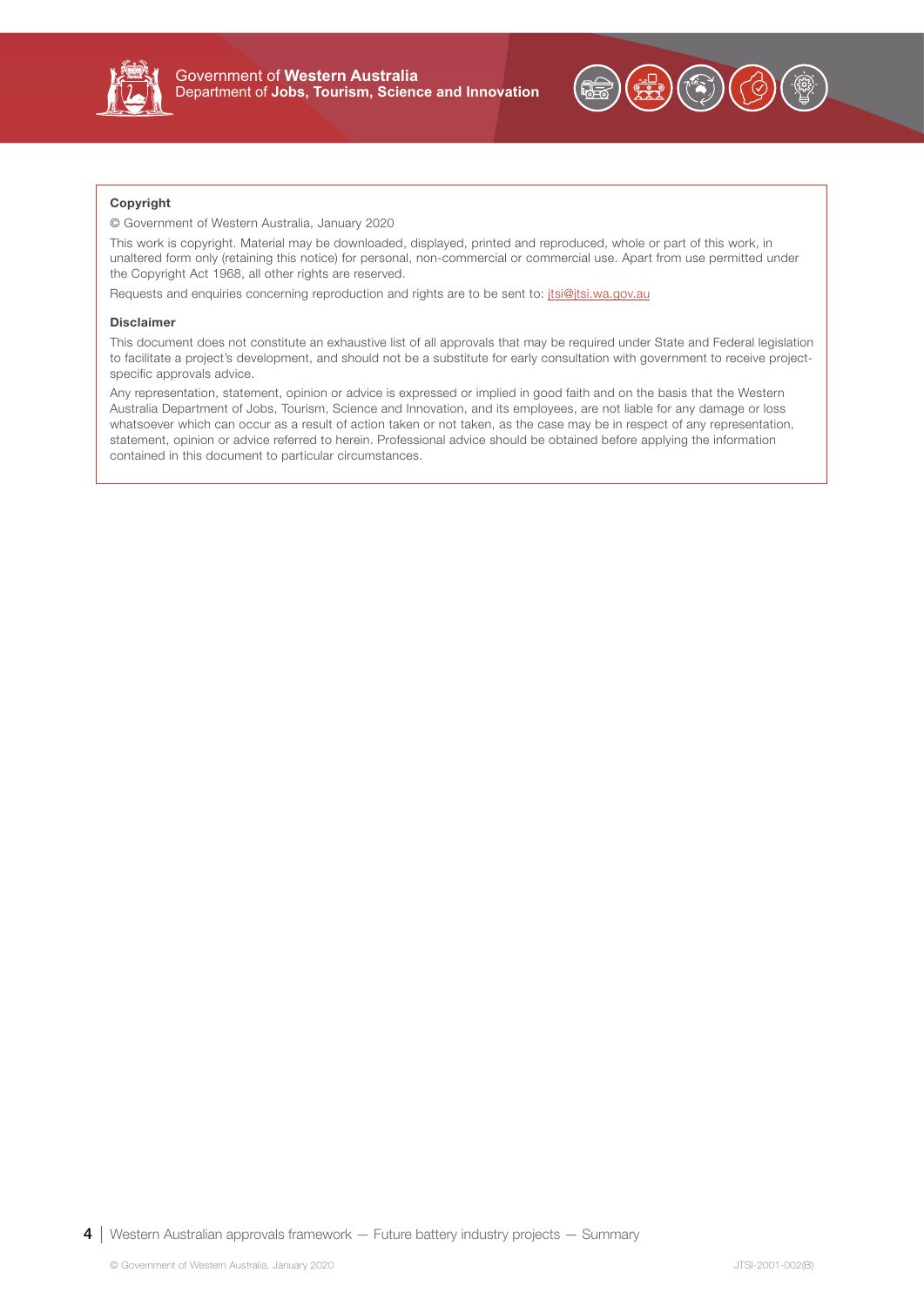**Copyright**

© Government of Western Australia, January 2020

This work is copyright. Material may be downloaded, displayed, printed and reproduced, whole or part of this work, in unaltered form only (retaining this notice) for personal, non-commercial or commercial use. Apart from use permitted under the Copyright Act 1968, all other rights are reserved.

Requests and enquiries concerning reproduction and rights are to be sent to: jtsi@jtsi.wa.gov.au

**Disclaimer**

This document does not constitute an exhaustive list of all approvals that may be required under State and Federal legislation to facilitate a project's development, and should not be a substitute for early consultation with government to receive project-specific approvals advice.

Any representation, statement, opinion or advice is expressed or implied in good faith and on the basis that the Western Australia Department of Jobs, Tourism, Science and Innovation, and its employees, are not liable for any damage or loss whatsoever which can occur as a result of action taken or not taken, as the case may be in respect of any representation, statement, opinion or advice referred to herein. Professional advice should be obtained before applying the information contained in this document to particular circumstances.